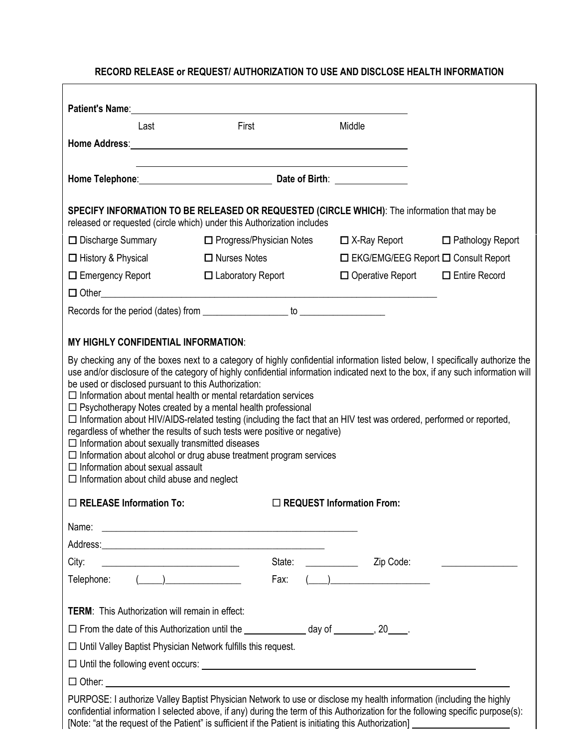## RECORD RELEASE or REQUEST/ AUTHORIZATION TO USE AND DISCLOSE HEALTH INFORMATION

**Patient's Name**: ______________________________________________

Last First Middle

**Home Address**: ______________________________________________

______________________________________________

**Home Telephone**: ______________________ **Date of Birth**: ______________

**SPECIFY INFORMATION TO BE RELEASED OR REQUESTED (CIRCLE WHICH)**: The information that may be released or requested (circle which) under this Authorization includes

| | | | |
|---|---|---|---|
| ☐ Discharge Summary | ☐ Progress/Physician Notes | ☐ X-Ray Report | ☐ Pathology Report |
| ☐ History & Physical | ☐ Nurses Notes | ☐ EKG/EMG/EEG Report | ☐ Consult Report |
| ☐ Emergency Report | ☐ Laboratory Report | ☐ Operative Report | ☐ Entire Record |

☐ Other______________________________________________________________

Records for the period (dates) from _________________ to _________________

**MY HIGHLY CONFIDENTIAL INFORMATION**:

By checking any of the boxes next to a category of highly confidential information listed below, I specifically authorize the use and/or disclosure of the category of highly confidential information indicated next to the box, if any such information will be used or disclosed pursuant to this Authorization:

☐ Information about mental health or mental retardation services
☐ Psychotherapy Notes created by a mental health professional
☐ Information about HIV/AIDS-related testing (including the fact that an HIV test was ordered, performed or reported, regardless of whether the results of such tests were positive or negative)
☐ Information about sexually transmitted diseases
☐ Information about alcohol or drug abuse treatment program services
☐ Information about sexual assault
☐ Information about child abuse and neglect

☐ **RELEASE Information To:** ☐ **REQUEST Information From:**

Name: ______________________________________________________

Address: ______________________________________________

City: ___________________________ State: __________ Zip Code: _______________

Telephone: (____)_______________ Fax: (___)___________________

**TERM**: This Authorization will remain in effect:

☐ From the date of this Authorization until the ____________ day of ________, 20____.

☐ Until Valley Baptist Physician Network fulfills this request.

☐ Until the following event occurs: ______________________________________________

☐ Other: ______________________________________________________________

PURPOSE: I authorize Valley Baptist Physician Network to use or disclose my health information (including the highly confidential information I selected above, if any) during the term of this Authorization for the following specific purpose(s): [Note: "at the request of the Patient" is sufficient if the Patient is initiating this Authorization] ____________________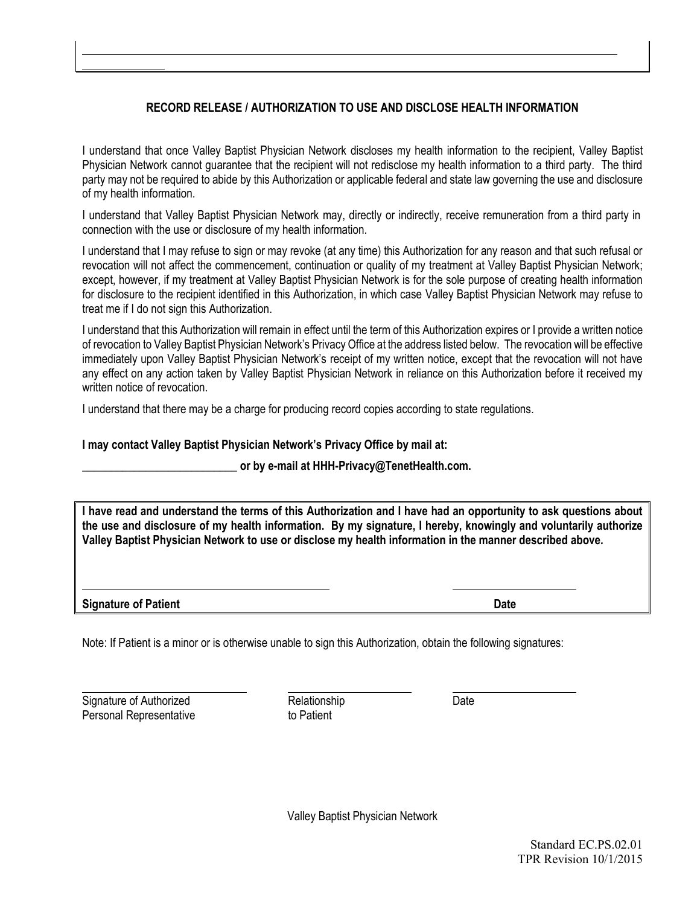## RECORD RELEASE / AUTHORIZATION TO USE AND DISCLOSE HEALTH INFORMATION

I understand that once Valley Baptist Physician Network discloses my health information to the recipient, Valley Baptist Physician Network cannot guarantee that the recipient will not redisclose my health information to a third party. The third party may not be required to abide by this Authorization or applicable federal and state law governing the use and disclosure of my health information.

I understand that Valley Baptist Physician Network may, directly or indirectly, receive remuneration from a third party in connection with the use or disclosure of my health information.

I understand that I may refuse to sign or may revoke (at any time) this Authorization for any reason and that such refusal or revocation will not affect the commencement, continuation or quality of my treatment at Valley Baptist Physician Network; except, however, if my treatment at Valley Baptist Physician Network is for the sole purpose of creating health information for disclosure to the recipient identified in this Authorization, in which case Valley Baptist Physician Network may refuse to treat me if I do not sign this Authorization.

I understand that this Authorization will remain in effect until the term of this Authorization expires or I provide a written notice of revocation to Valley Baptist Physician Network's Privacy Office at the address listed below. The revocation will be effective immediately upon Valley Baptist Physician Network's receipt of my written notice, except that the revocation will not have any effect on any action taken by Valley Baptist Physician Network in reliance on this Authorization before it received my written notice of revocation.

I understand that there may be a charge for producing record copies according to state regulations.

**I may contact Valley Baptist Physician Network's Privacy Office by mail at:**

**___________________________ or by e-mail at HHH-Privacy@TenetHealth.com.**

**I have read and understand the terms of this Authorization and I have had an opportunity to ask questions about the use and disclosure of my health information. By my signature, I hereby, knowingly and voluntarily authorize Valley Baptist Physician Network to use or disclose my health information in the manner described above.**

______________________________________ ______________________

**Signature of Patient** **Date**

Note: If Patient is a minor or is otherwise unable to sign this Authorization, obtain the following signatures:

__________________________ ____________________ ____________________

Signature of Authorized Personal Representative | Relationship to Patient | Date

Valley Baptist Physician Network

Standard EC.PS.02.01
TPR Revision 10/1/2015